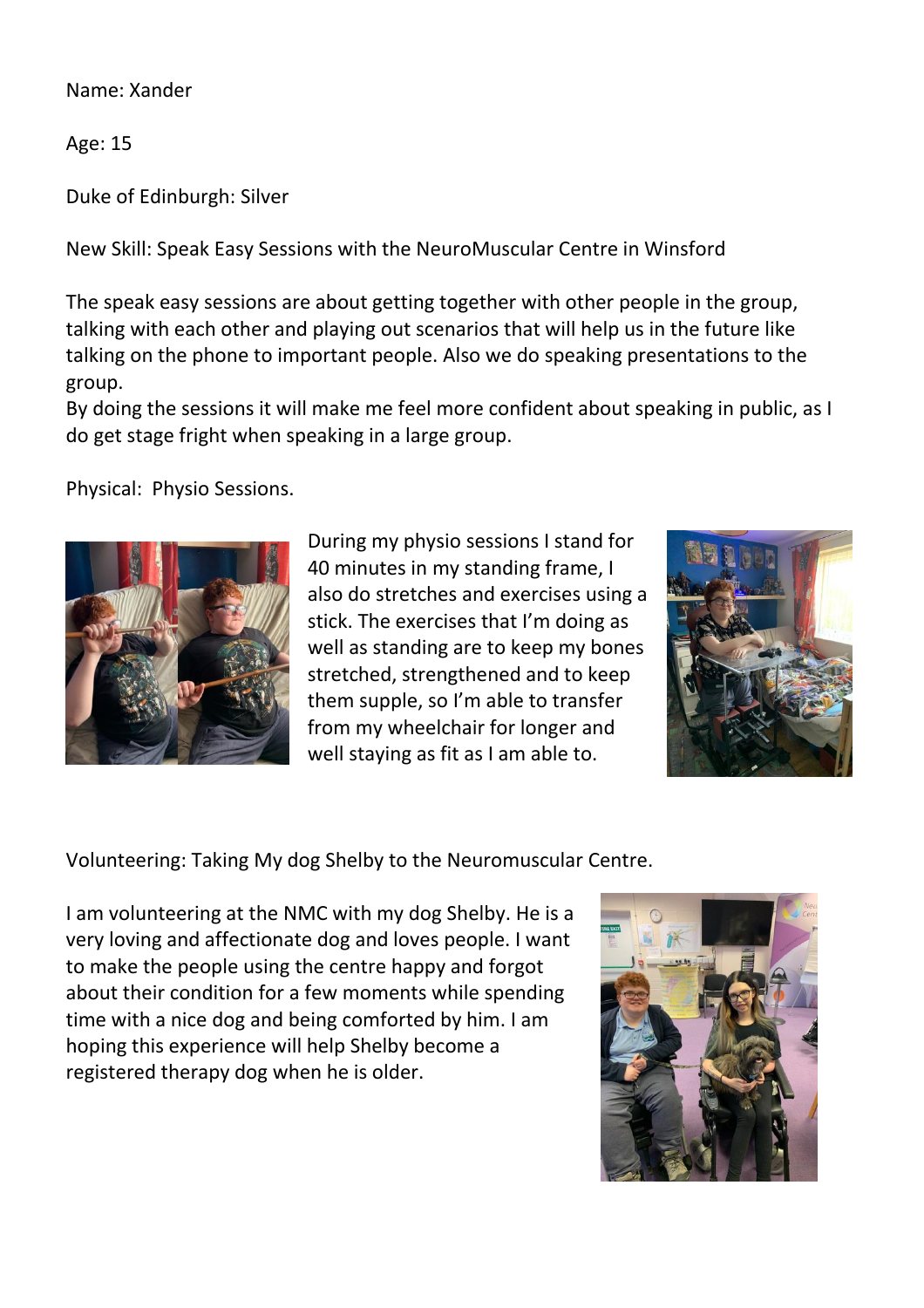Name: Xander

Age: 15

Duke of Edinburgh: Silver

New Skill: Speak Easy Sessions with the NeuroMuscular Centre in Winsford

The speak easy sessions are about getting together with other people in the group, talking with each other and playing out scenarios that will help us in the future like talking on the phone to important people. Also we do speaking presentations to the group.
By doing the sessions it will make me feel more confident about speaking in public, as I do get stage fright when speaking in a large group.

Physical: Physio Sessions.

During my physio sessions I stand for 40 minutes in my standing frame, I also do stretches and exercises using a stick. The exercises that I'm doing as well as standing are to keep my bones stretched, strengthened and to keep them supple, so I'm able to transfer from my wheelchair for longer and well staying as fit as I am able to.

Volunteering: Taking My dog Shelby to the Neuromuscular Centre.

I am volunteering at the NMC with my dog Shelby. He is a very loving and affectionate dog and loves people. I want to make the people using the centre happy and forgot about their condition for a few moments while spending time with a nice dog and being comforted by him. I am hoping this experience will help Shelby become a registered therapy dog when he is older.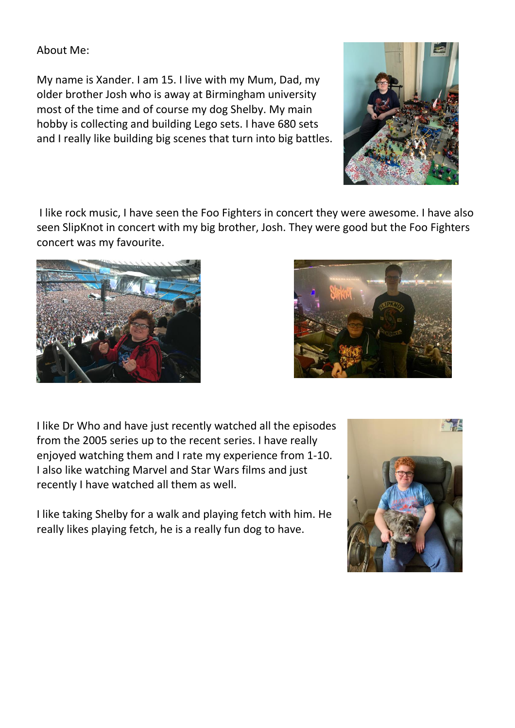About Me:

My name is Xander. I am 15. I live with my Mum, Dad, my older brother Josh who is away at Birmingham university most of the time and of course my dog Shelby. My main hobby is collecting and building Lego sets. I have 680 sets and I really like building big scenes that turn into big battles.

I like rock music, I have seen the Foo Fighters in concert they were awesome. I have also seen SlipKnot in concert with my big brother, Josh. They were good but the Foo Fighters concert was my favourite.

I like Dr Who and have just recently watched all the episodes from the 2005 series up to the recent series. I have really enjoyed watching them and I rate my experience from 1-10. I also like watching Marvel and Star Wars films and just recently I have watched all them as well.

I like taking Shelby for a walk and playing fetch with him. He really likes playing fetch, he is a really fun dog to have.